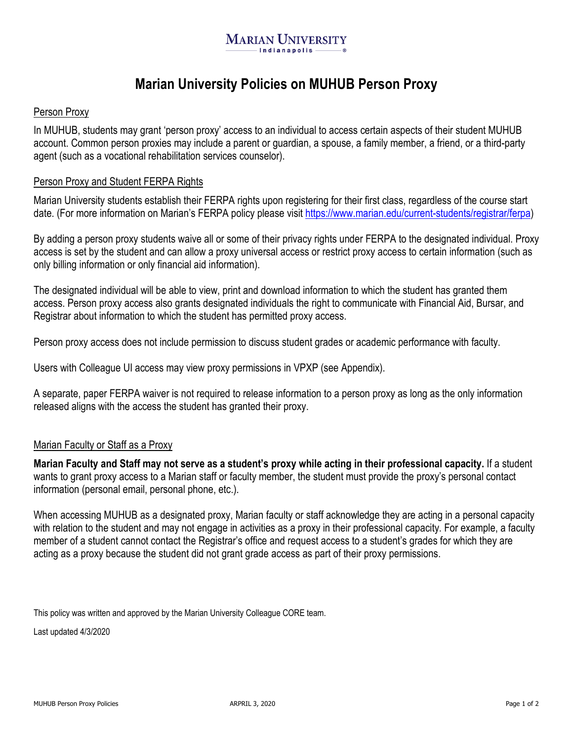MARIAN UNIVERSITY
Indianapolis

# Marian University Policies on MUHUB Person Proxy

## Person Proxy

In MUHUB, students may grant 'person proxy' access to an individual to access certain aspects of their student MUHUB account. Common person proxies may include a parent or guardian, a spouse, a family member, a friend, or a third-party agent (such as a vocational rehabilitation services counselor).

## Person Proxy and Student FERPA Rights

Marian University students establish their FERPA rights upon registering for their first class, regardless of the course start date. (For more information on Marian's FERPA policy please visit https://www.marian.edu/current-students/registrar/ferpa)

By adding a person proxy students waive all or some of their privacy rights under FERPA to the designated individual. Proxy access is set by the student and can allow a proxy universal access or restrict proxy access to certain information (such as only billing information or only financial aid information).

The designated individual will be able to view, print and download information to which the student has granted them access. Person proxy access also grants designated individuals the right to communicate with Financial Aid, Bursar, and Registrar about information to which the student has permitted proxy access.

Person proxy access does not include permission to discuss student grades or academic performance with faculty.

Users with Colleague UI access may view proxy permissions in VPXP (see Appendix).

A separate, paper FERPA waiver is not required to release information to a person proxy as long as the only information released aligns with the access the student has granted their proxy.

## Marian Faculty or Staff as a Proxy

**Marian Faculty and Staff may not serve as a student's proxy while acting in their professional capacity.** If a student wants to grant proxy access to a Marian staff or faculty member, the student must provide the proxy's personal contact information (personal email, personal phone, etc.).

When accessing MUHUB as a designated proxy, Marian faculty or staff acknowledge they are acting in a personal capacity with relation to the student and may not engage in activities as a proxy in their professional capacity. For example, a faculty member of a student cannot contact the Registrar's office and request access to a student's grades for which they are acting as a proxy because the student did not grant grade access as part of their proxy permissions.

This policy was written and approved by the Marian University Colleague CORE team.

Last updated 4/3/2020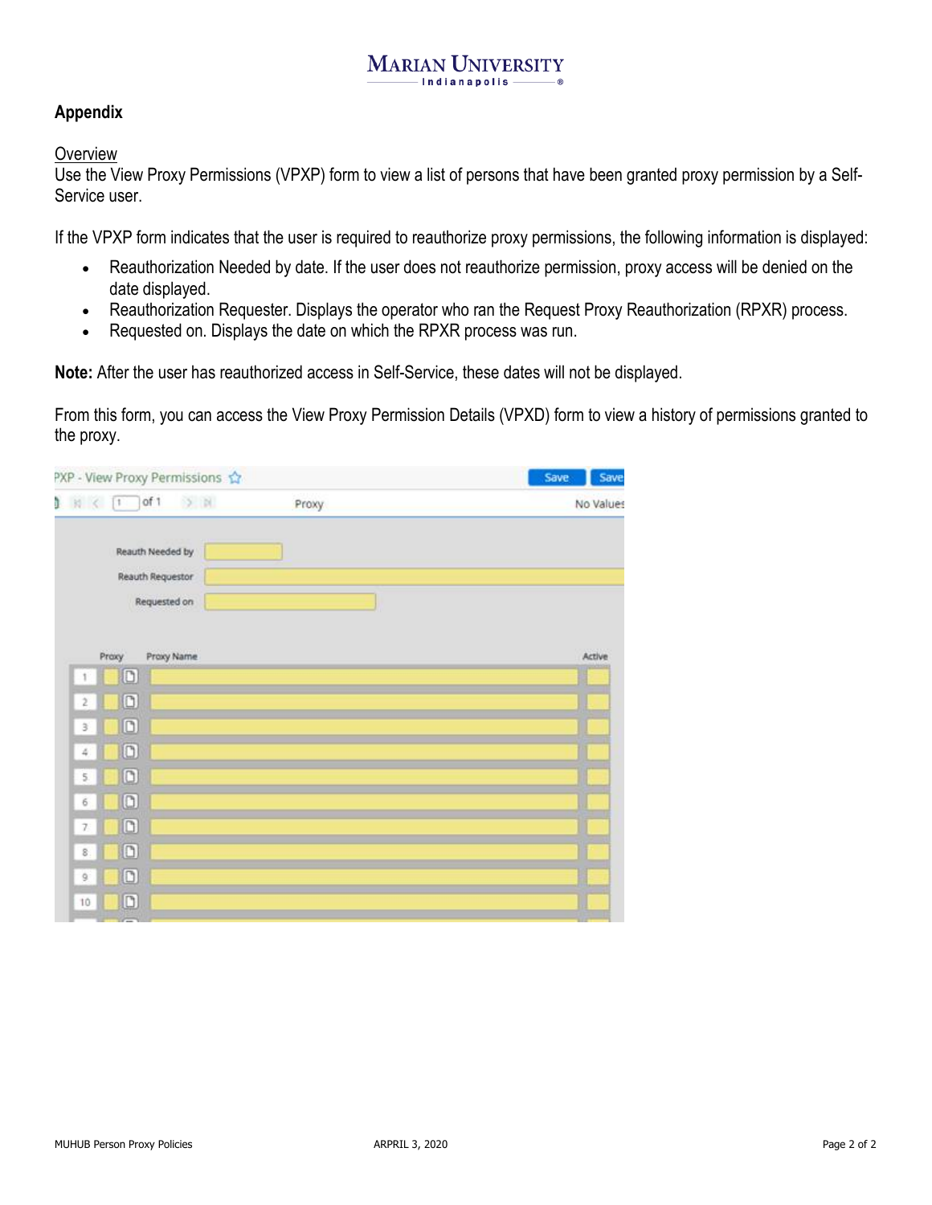## Appendix

Overview

Use the View Proxy Permissions (VPXP) form to view a list of persons that have been granted proxy permission by a Self-Service user.

If the VPXP form indicates that the user is required to reauthorize proxy permissions, the following information is displayed:

- Reauthorization Needed by date. If the user does not reauthorize permission, proxy access will be denied on the date displayed.
- Reauthorization Requester. Displays the operator who ran the Request Proxy Reauthorization (RPXR) process.
- Requested on. Displays the date on which the RPXR process was run.

**Note:** After the user has reauthorized access in Self-Service, these dates will not be displayed.

From this form, you can access the View Proxy Permission Details (VPXD) form to view a history of permissions granted to the proxy.